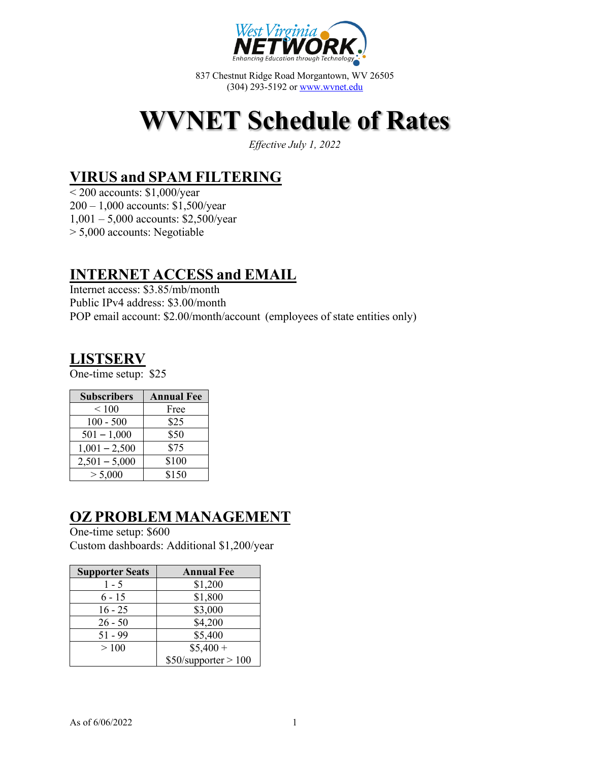837 Chestnut Ridge Road Morgantown, WV 26505
(304) 293-5192 or [www.wvnet.edu](http://www.wvnet.edu)

# WVNET Schedule of Rates

*Effective July 1, 2022*

## VIRUS and SPAM FILTERING

< 200 accounts: $1,000/year
200 – 1,000 accounts: $1,500/year
1,001 – 5,000 accounts: $2,500/year
> 5,000 accounts: Negotiable

## INTERNET ACCESS and EMAIL

Internet access: $3.85/mb/month
Public IPv4 address: $3.00/month
POP email account: $2.00/month/account (employees of state entities only)

## LISTSERV

One-time setup: $25

| Subscribers | Annual Fee |
|---|---|
| < 100 | Free |
| 100 - 500 | $25 |
| 501 – 1,000 | $50 |
| 1,001 – 2,500 | $75 |
| 2,501 – 5,000 | $100 |
| > 5,000 | $150 |

## OZ PROBLEM MANAGEMENT

One-time setup: $600
Custom dashboards: Additional $1,200/year

| Supporter Seats | Annual Fee |
|---|---|
| 1 - 5 | $1,200 |
| 6 - 15 | $1,800 |
| 16 - 25 | $3,000 |
| 26 - 50 | $4,200 |
| 51 - 99 | $5,400 |
| > 100 | $5,400 + $50/supporter > 100 |

As of 6/06/2022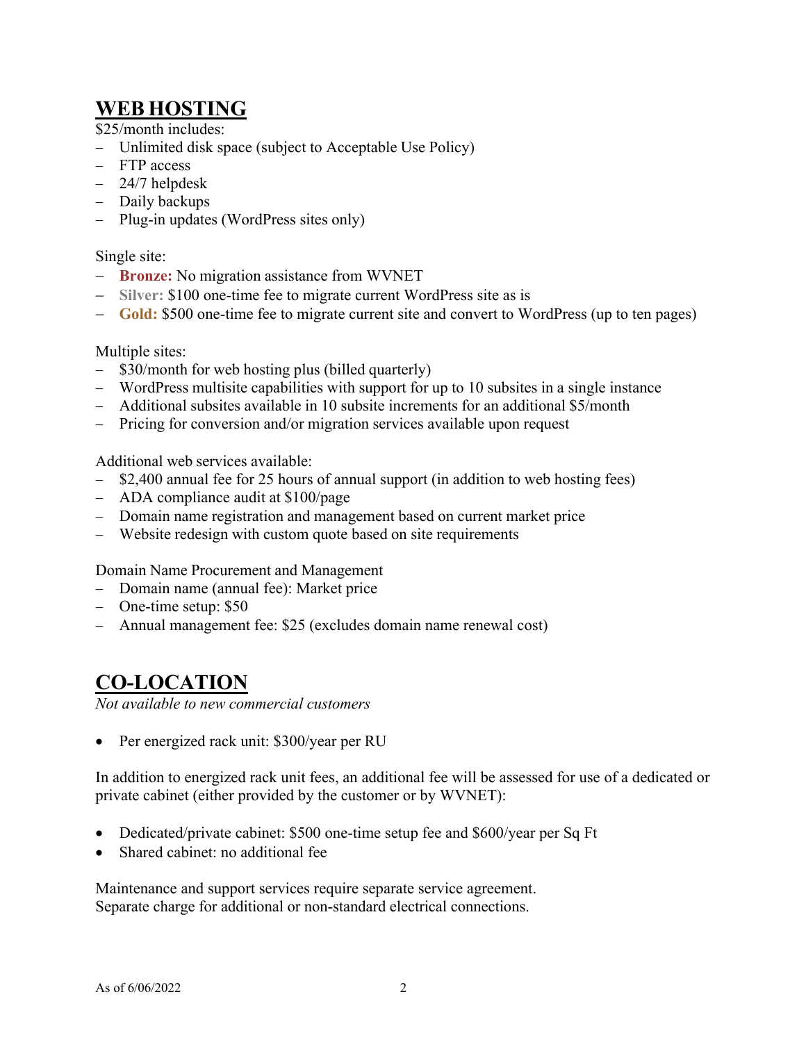## WEB HOSTING

$25/month includes:

- Unlimited disk space (subject to Acceptable Use Policy)
- FTP access
- 24/7 helpdesk
- Daily backups
- Plug-in updates (WordPress sites only)

Single site:

- **Bronze:** No migration assistance from WVNET
- **Silver:** $100 one-time fee to migrate current WordPress site as is
- **Gold:** $500 one-time fee to migrate current site and convert to WordPress (up to ten pages)

Multiple sites:

- $30/month for web hosting plus (billed quarterly)
- WordPress multisite capabilities with support for up to 10 subsites in a single instance
- Additional subsites available in 10 subsite increments for an additional $5/month
- Pricing for conversion and/or migration services available upon request

Additional web services available:

- $2,400 annual fee for 25 hours of annual support (in addition to web hosting fees)
- ADA compliance audit at $100/page
- Domain name registration and management based on current market price
- Website redesign with custom quote based on site requirements

Domain Name Procurement and Management

- Domain name (annual fee): Market price
- One-time setup: $50
- Annual management fee: $25 (excludes domain name renewal cost)

## CO-LOCATION

*Not available to new commercial customers*

- Per energized rack unit: $300/year per RU

In addition to energized rack unit fees, an additional fee will be assessed for use of a dedicated or private cabinet (either provided by the customer or by WVNET):

- Dedicated/private cabinet: $500 one-time setup fee and $600/year per Sq Ft
- Shared cabinet: no additional fee

Maintenance and support services require separate service agreement.
Separate charge for additional or non-standard electrical connections.

As of 6/06/2022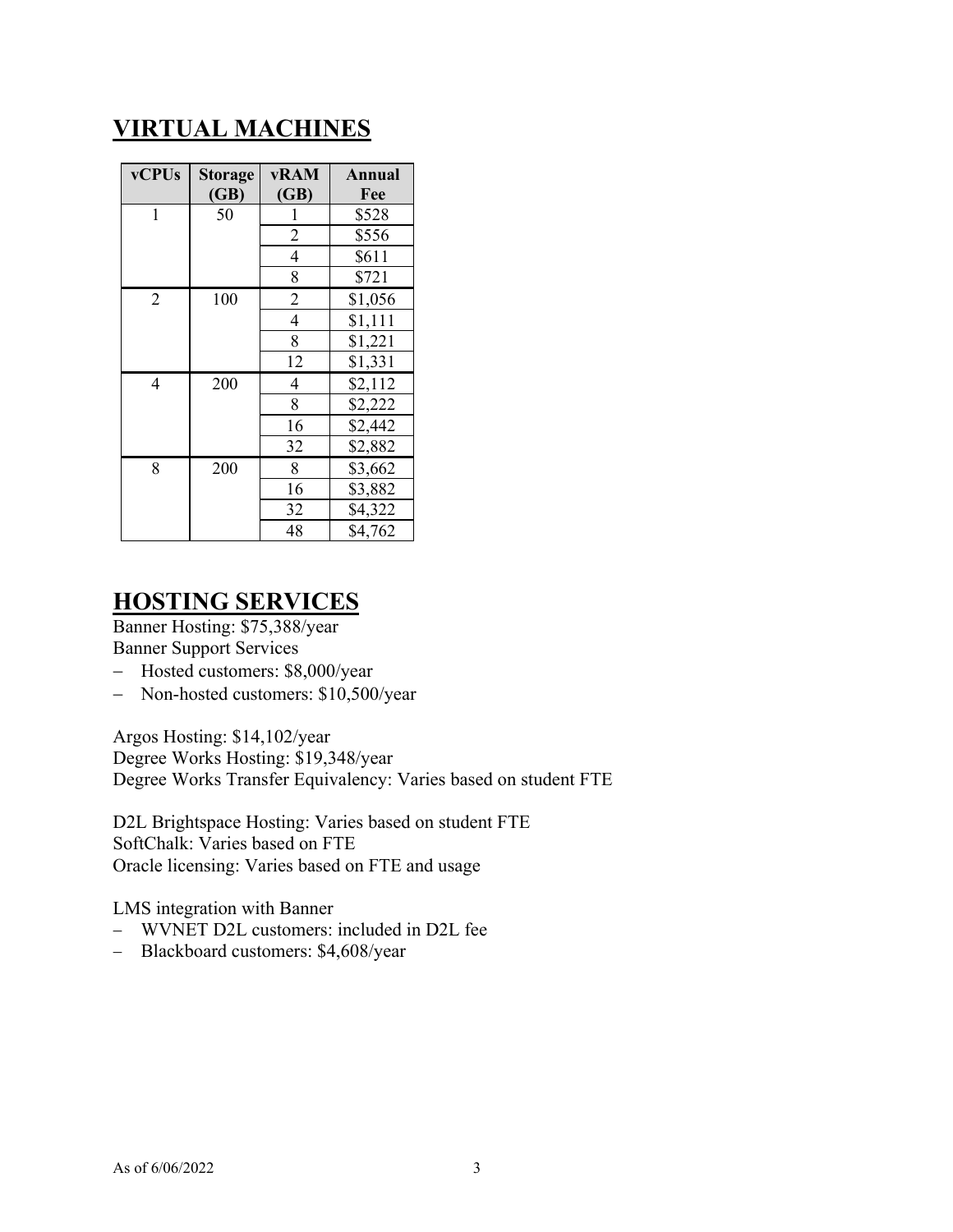## VIRTUAL MACHINES

| vCPUs | Storage (GB) | vRAM (GB) | Annual Fee |
|---|---|---|---|
| 1 | 50 | 1 | $528 |
| | | 2 | $556 |
| | | 4 | $611 |
| | | 8 | $721 |
| 2 | 100 | 2 | $1,056 |
| | | 4 | $1,111 |
| | | 8 | $1,221 |
| | | 12 | $1,331 |
| 4 | 200 | 4 | $2,112 |
| | | 8 | $2,222 |
| | | 16 | $2,442 |
| | | 32 | $2,882 |
| 8 | 200 | 8 | $3,662 |
| | | 16 | $3,882 |
| | | 32 | $4,322 |
| | | 48 | $4,762 |

## HOSTING SERVICES

Banner Hosting: $75,388/year

Banner Support Services

- Hosted customers: $8,000/year
- Non-hosted customers: $10,500/year

Argos Hosting: $14,102/year

Degree Works Hosting: $19,348/year

Degree Works Transfer Equivalency: Varies based on student FTE

D2L Brightspace Hosting: Varies based on student FTE

SoftChalk: Varies based on FTE

Oracle licensing: Varies based on FTE and usage

LMS integration with Banner

- WVNET D2L customers: included in D2L fee
- Blackboard customers: $4,608/year

As of 6/06/2022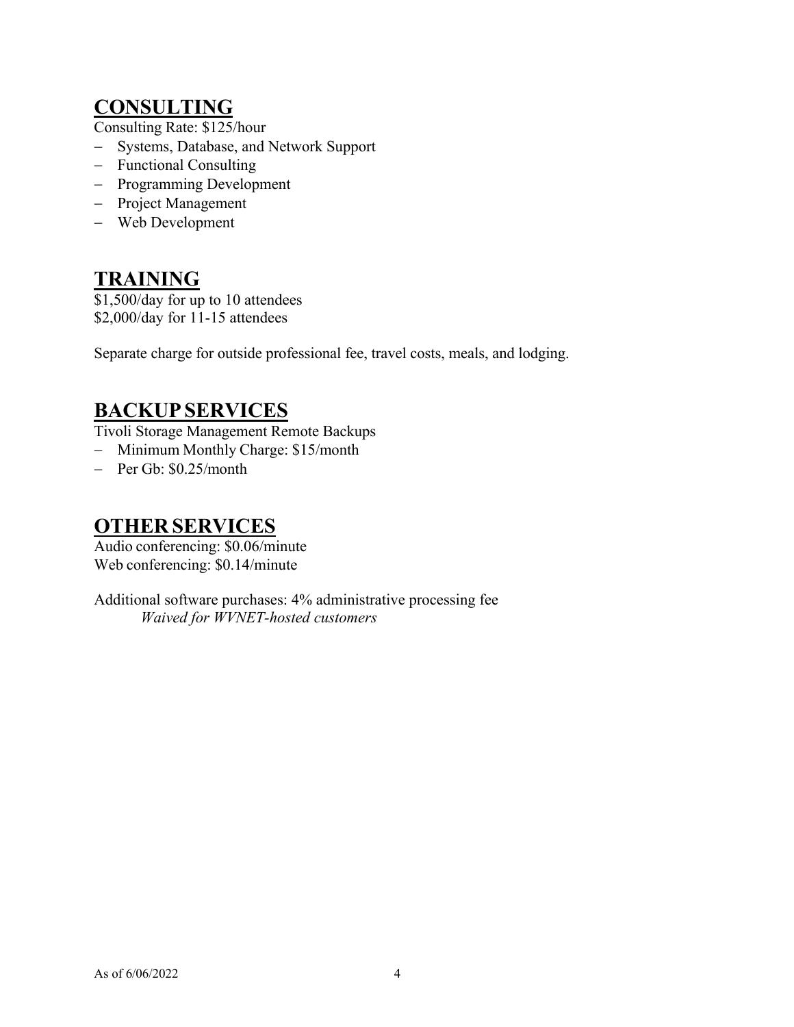## CONSULTING

Consulting Rate: $125/hour

- Systems, Database, and Network Support
- Functional Consulting
- Programming Development
- Project Management
- Web Development

## TRAINING

$1,500/day for up to 10 attendees
$2,000/day for 11-15 attendees

Separate charge for outside professional fee, travel costs, meals, and lodging.

## BACKUP SERVICES

Tivoli Storage Management Remote Backups

- Minimum Monthly Charge: $15/month
- Per Gb: $0.25/month

## OTHER SERVICES

Audio conferencing: $0.06/minute
Web conferencing: $0.14/minute

Additional software purchases: 4% administrative processing fee
*Waived for WVNET-hosted customers*

As of 6/06/2022